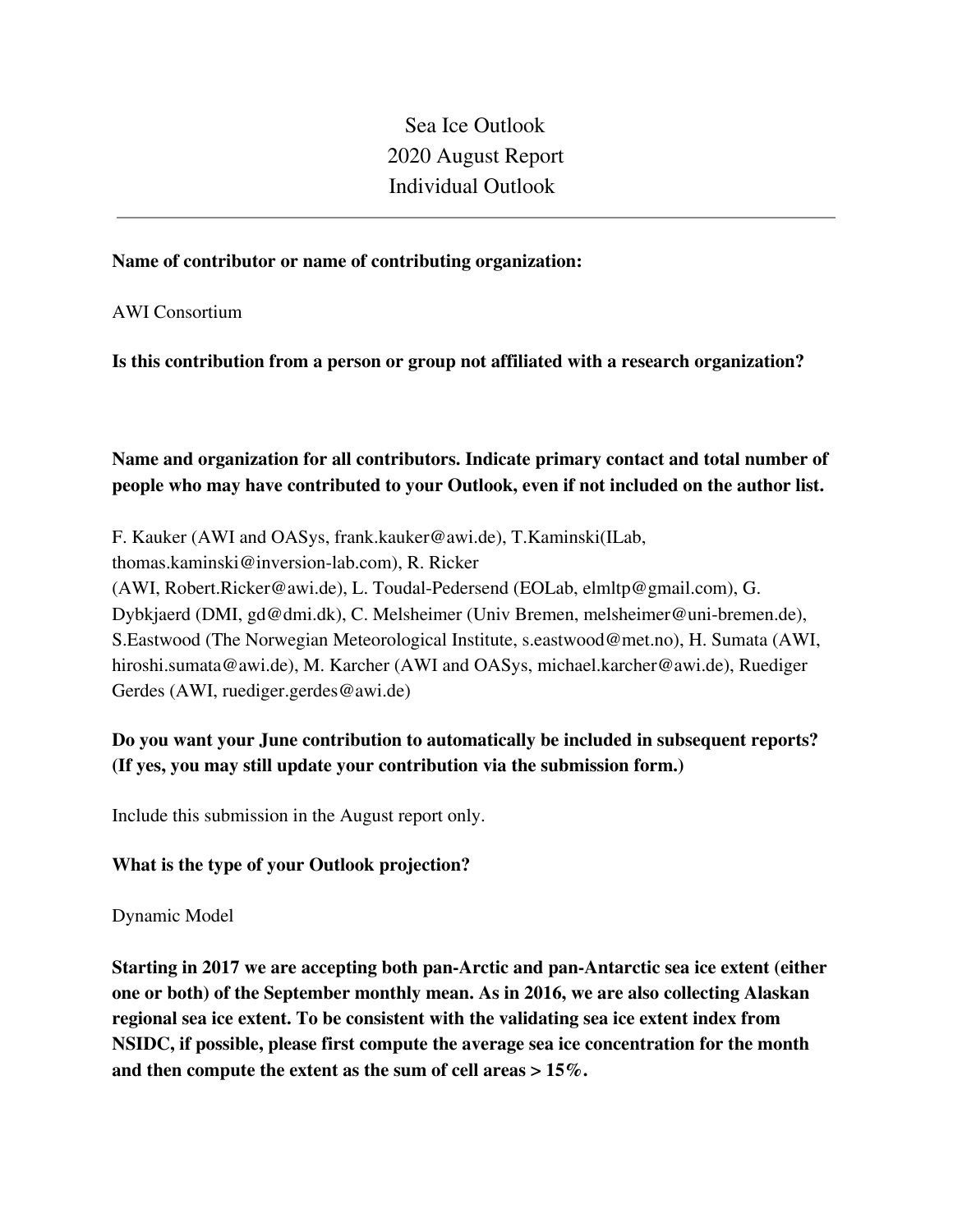# Sea Ice Outlook
# 2020 August Report
# Individual Outlook

---

**Name of contributor or name of contributing organization:**

AWI Consortium

**Is this contribution from a person or group not affiliated with a research organization?**

**Name and organization for all contributors. Indicate primary contact and total number of people who may have contributed to your Outlook, even if not included on the author list.**

F. Kauker (AWI and OASys, frank.kauker@awi.de), T.Kaminski(ILab, thomas.kaminski@inversion-lab.com), R. Ricker (AWI, Robert.Ricker@awi.de), L. Toudal-Pedersend (EOLab, elmltp@gmail.com), G. Dybkjaerd (DMI, gd@dmi.dk), C. Melsheimer (Univ Bremen, melsheimer@uni-bremen.de), S.Eastwood (The Norwegian Meteorological Institute, s.eastwood@met.no), H. Sumata (AWI, hiroshi.sumata@awi.de), M. Karcher (AWI and OASys, michael.karcher@awi.de), Ruediger Gerdes (AWI, ruediger.gerdes@awi.de)

**Do you want your June contribution to automatically be included in subsequent reports? (If yes, you may still update your contribution via the submission form.)**

Include this submission in the August report only.

**What is the type of your Outlook projection?**

Dynamic Model

**Starting in 2017 we are accepting both pan-Arctic and pan-Antarctic sea ice extent (either one or both) of the September monthly mean. As in 2016, we are also collecting Alaskan regional sea ice extent. To be consistent with the validating sea ice extent index from NSIDC, if possible, please first compute the average sea ice concentration for the month and then compute the extent as the sum of cell areas > 15%.**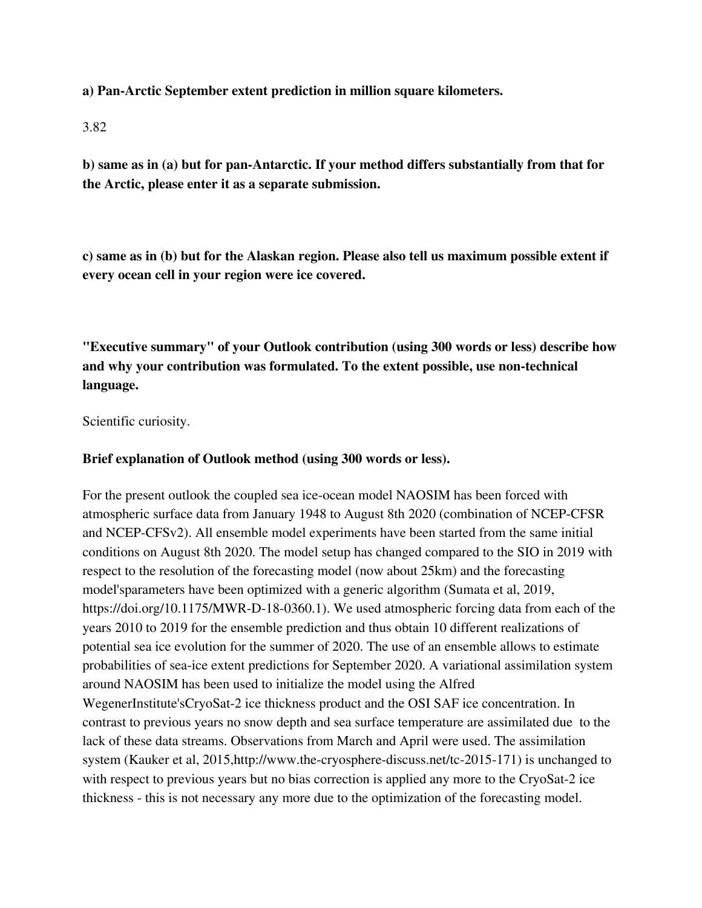**a) Pan-Arctic September extent prediction in million square kilometers.**

3.82

**b) same as in (a) but for pan-Antarctic. If your method differs substantially from that for the Arctic, please enter it as a separate submission.**

**c) same as in (b) but for the Alaskan region. Please also tell us maximum possible extent if every ocean cell in your region were ice covered.**

**"Executive summary" of your Outlook contribution (using 300 words or less) describe how and why your contribution was formulated. To the extent possible, use non-technical language.**

Scientific curiosity.

**Brief explanation of Outlook method (using 300 words or less).**

For the present outlook the coupled sea ice-ocean model NAOSIM has been forced with atmospheric surface data from January 1948 to August 8th 2020 (combination of NCEP-CFSR and NCEP-CFSv2). All ensemble model experiments have been started from the same initial conditions on August 8th 2020. The model setup has changed compared to the SIO in 2019 with respect to the resolution of the forecasting model (now about 25km) and the forecasting model'sparameters have been optimized with a generic algorithm (Sumata et al, 2019, https://doi.org/10.1175/MWR-D-18-0360.1). We used atmospheric forcing data from each of the years 2010 to 2019 for the ensemble prediction and thus obtain 10 different realizations of potential sea ice evolution for the summer of 2020. The use of an ensemble allows to estimate probabilities of sea-ice extent predictions for September 2020. A variational assimilation system around NAOSIM has been used to initialize the model using the Alfred WegenerInstitute'sCryoSat-2 ice thickness product and the OSI SAF ice concentration. In contrast to previous years no snow depth and sea surface temperature are assimilated due to the lack of these data streams. Observations from March and April were used. The assimilation system (Kauker et al, 2015,http://www.the-cryosphere-discuss.net/tc-2015-171) is unchanged to with respect to previous years but no bias correction is applied any more to the CryoSat-2 ice thickness - this is not necessary any more due to the optimization of the forecasting model.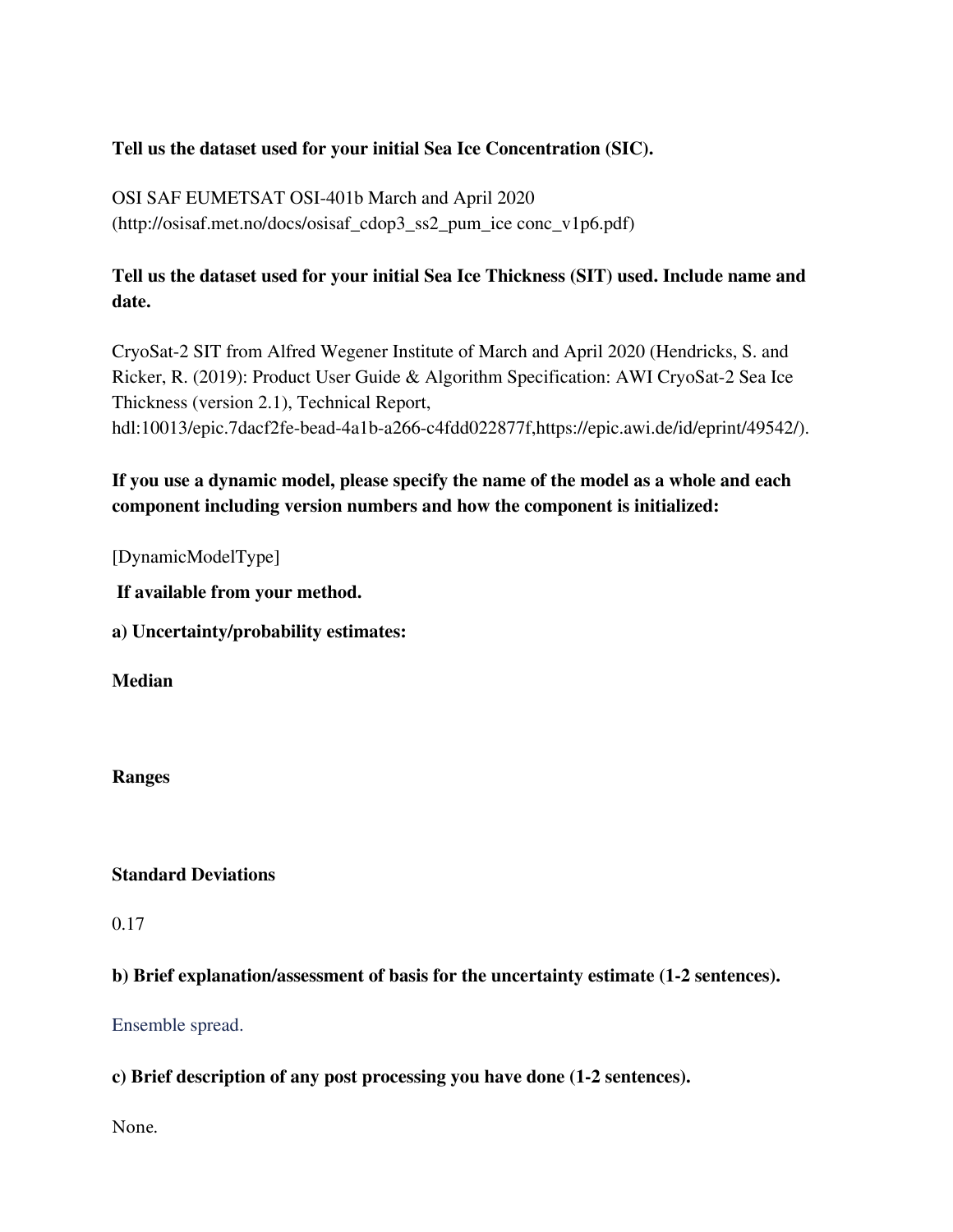**Tell us the dataset used for your initial Sea Ice Concentration (SIC).**

OSI SAF EUMETSAT OSI-401b March and April 2020 (http://osisaf.met.no/docs/osisaf_cdop3_ss2_pum_ice conc_v1p6.pdf)

**Tell us the dataset used for your initial Sea Ice Thickness (SIT) used. Include name and date.**

CryoSat-2 SIT from Alfred Wegener Institute of March and April 2020 (Hendricks, S. and Ricker, R. (2019): Product User Guide & Algorithm Specification: AWI CryoSat-2 Sea Ice Thickness (version 2.1), Technical Report, hdl:10013/epic.7dacf2fe-bead-4a1b-a266-c4fdd022877f,https://epic.awi.de/id/eprint/49542/).

**If you use a dynamic model, please specify the name of the model as a whole and each component including version numbers and how the component is initialized:**

[DynamicModelType]

**If available from your method.**

**a) Uncertainty/probability estimates:**

**Median**

**Ranges**

**Standard Deviations**

0.17

**b) Brief explanation/assessment of basis for the uncertainty estimate (1-2 sentences).**

Ensemble spread.

**c) Brief description of any post processing you have done (1-2 sentences).**

None.